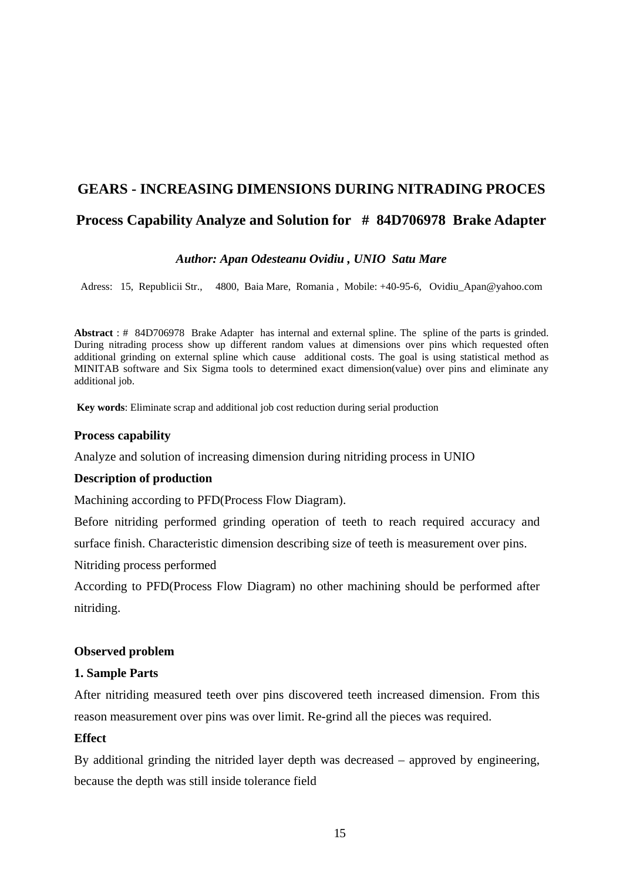# GEARS - INCREASING DIMENSIONS DURING NITRADING PROCES

## Process Capability Analyze and Solution for # 84D706978 Brake Adapter

***Author: Apan Odesteanu Ovidiu , UNIO Satu Mare***

Adress: 15, Republicii Str., 4800, Baia Mare, Romania , Mobile: +40-95-6, Ovidiu_Apan@yahoo.com

**Abstract** : # 84D706978 Brake Adapter has internal and external spline. The spline of the parts is grinded. During nitrading process show up different random values at dimensions over pins which requested often additional grinding on external spline which cause additional costs. The goal is using statistical method as MINITAB software and Six Sigma tools to determined exact dimension(value) over pins and eliminate any additional job.

**Key words**: Eliminate scrap and additional job cost reduction during serial production

**Process capability**

Analyze and solution of increasing dimension during nitriding process in UNIO

**Description of production**

Machining according to PFD(Process Flow Diagram).

Before nitriding performed grinding operation of teeth to reach required accuracy and surface finish. Characteristic dimension describing size of teeth is measurement over pins.

Nitriding process performed

According to PFD(Process Flow Diagram) no other machining should be performed after nitriding.

**Observed problem**

**1. Sample Parts**

After nitriding measured teeth over pins discovered teeth increased dimension. From this reason measurement over pins was over limit. Re-grind all the pieces was required.

**Effect**

By additional grinding the nitrided layer depth was decreased – approved by engineering, because the depth was still inside tolerance field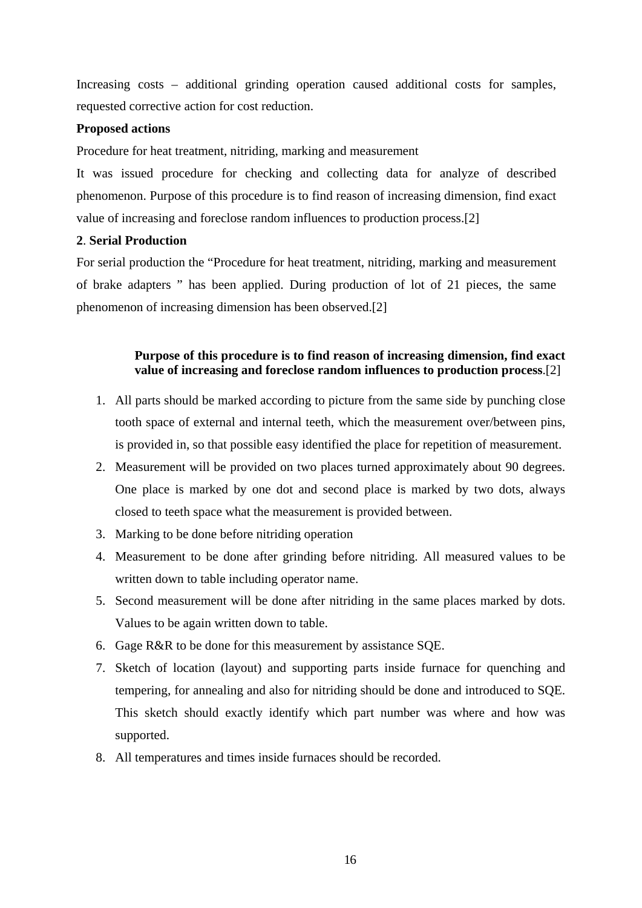Increasing costs – additional grinding operation caused additional costs for samples, requested corrective action for cost reduction.

**Proposed actions**

Procedure for heat treatment, nitriding, marking and measurement

It was issued procedure for checking and collecting data for analyze of described phenomenon. Purpose of this procedure is to find reason of increasing dimension, find exact value of increasing and foreclose random influences to production process.[2]

**2**. **Serial Production**

For serial production the “Procedure for heat treatment, nitriding, marking and measurement of brake adapters ” has been applied. During production of lot of 21 pieces, the same phenomenon of increasing dimension has been observed.[2]

**Purpose of this procedure is to find reason of increasing dimension, find exact value of increasing and foreclose random influences to production process**.[2]

1. All parts should be marked according to picture from the same side by punching close tooth space of external and internal teeth, which the measurement over/between pins, is provided in, so that possible easy identified the place for repetition of measurement.
2. Measurement will be provided on two places turned approximately about 90 degrees. One place is marked by one dot and second place is marked by two dots, always closed to teeth space what the measurement is provided between.
3. Marking to be done before nitriding operation
4. Measurement to be done after grinding before nitriding. All measured values to be written down to table including operator name.
5. Second measurement will be done after nitriding in the same places marked by dots. Values to be again written down to table.
6. Gage R&R to be done for this measurement by assistance SQE.
7. Sketch of location (layout) and supporting parts inside furnace for quenching and tempering, for annealing and also for nitriding should be done and introduced to SQE. This sketch should exactly identify which part number was where and how was supported.
8. All temperatures and times inside furnaces should be recorded.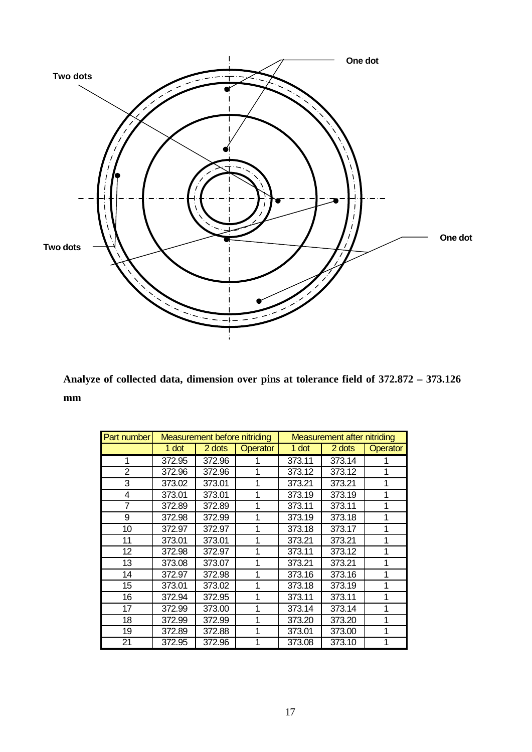One dot

Two dots

Two dots

One dot

**Analyze of collected data, dimension over pins at tolerance field of 372.872 – 373.126 mm**

| Part number | Measurement before nitriding | | | Measurement after nitriding | | |
|---|---|---|---|---|---|---|
| | 1 dot | 2 dots | Operator | 1 dot | 2 dots | Operator |
| 1 | 372.95 | 372.96 | 1 | 373.11 | 373.14 | 1 |
| 2 | 372.96 | 372.96 | 1 | 373.12 | 373.12 | 1 |
| 3 | 373.02 | 373.01 | 1 | 373.21 | 373.21 | 1 |
| 4 | 373.01 | 373.01 | 1 | 373.19 | 373.19 | 1 |
| 7 | 372.89 | 372.89 | 1 | 373.11 | 373.11 | 1 |
| 9 | 372.98 | 372.99 | 1 | 373.19 | 373.18 | 1 |
| 10 | 372.97 | 372.97 | 1 | 373.18 | 373.17 | 1 |
| 11 | 373.01 | 373.01 | 1 | 373.21 | 373.21 | 1 |
| 12 | 372.98 | 372.97 | 1 | 373.11 | 373.12 | 1 |
| 13 | 373.08 | 373.07 | 1 | 373.21 | 373.21 | 1 |
| 14 | 372.97 | 372.98 | 1 | 373.16 | 373.16 | 1 |
| 15 | 373.01 | 373.02 | 1 | 373.18 | 373.19 | 1 |
| 16 | 372.94 | 372.95 | 1 | 373.11 | 373.11 | 1 |
| 17 | 372.99 | 373.00 | 1 | 373.14 | 373.14 | 1 |
| 18 | 372.99 | 372.99 | 1 | 373.20 | 373.20 | 1 |
| 19 | 372.89 | 372.88 | 1 | 373.01 | 373.00 | 1 |
| 21 | 372.95 | 372.96 | 1 | 373.08 | 373.10 | 1 |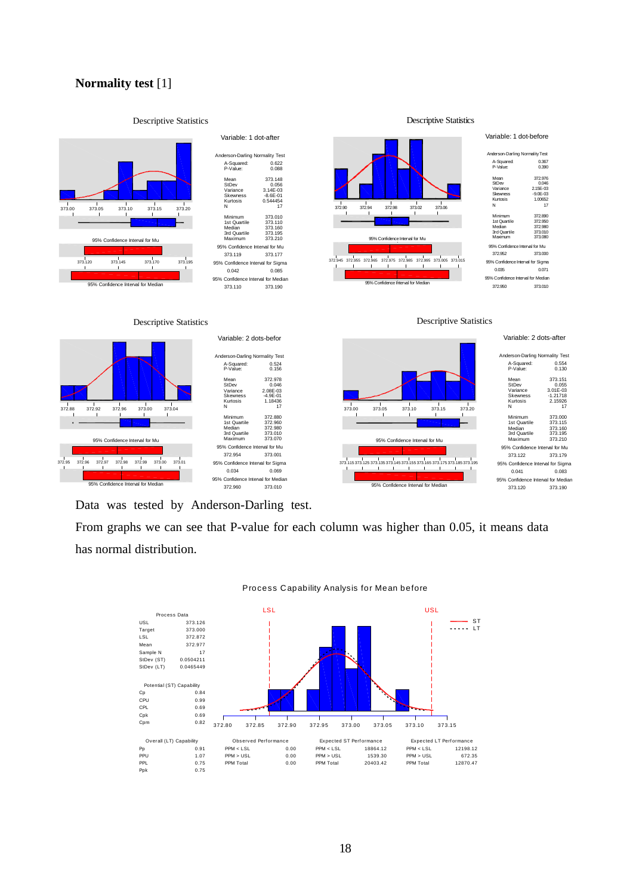## Normality test [1]

Descriptive Statistics

Variable: 1 dot-after

373.00 373.05 373.10 373.15 373.20

95% Confidence Interval for Mu

373.120 373.145 373.170 373.195

95% Confidence Interval for Median

Anderson-Darling Normality Test
A-Squared: 0.622
P-Value: 0.088

Mean 373.148
StDev 0.056
Variance 3.14E-03
Skewness -8.6E-01
Kurtosis 0.544454
N 17

Minimum 373.010
1st Quartile 373.110
Median 373.160
3rd Quartile 373.195
Maximum 373.210

95% Confidence Interval for Mu
373.119 373.177

95% Confidence Interval for Sigma
0.042 0.085

95% Confidence Interval for Median
373.110 373.190

Descriptive Statistics

Variable: 1 dot-before

372.90 372.94 372.98 373.02 373.06

95% Confidence Interval for Mu

372.945 372.955 372.965 372.975 372.985 372.995 373.005 373.015

95% Confidence Interval for Median

Anderson-Darling Normality Test
A-Squared: 0.367
P-Value: 0.390

Mean 372.976
StDev 0.046
Variance 2.15E-03
Skewness -9.0E-03
Kurtosis 1.00652
N 17

Minimum 372.890
1st Quartile 372.950
Median 372.980
3rd Quartile 373.010
Maximum 373.080

95% Confidence Interval for Mu
372.952 373.000

95% Confidence Interval for Sigma
0.035 0.071

95% Confidence Interval for Median
372.950 373.010

Descriptive Statistics

Variable: 2 dots-befor

372.88 372.92 372.96 373.00 373.04

95% Confidence Interval for Mu

372.95 372.96 372.97 372.98 372.99 373.00 373.01

95% Confidence Interval for Median

Anderson-Darling Normality Test
A-Squared: 0.524
P-Value: 0.156

Mean 372.978
StDev 0.046
Variance 2.08E-03
Skewness -4.9E-01
Kurtosis 1.18436
N 17

Minimum 372.880
1st Quartile 372.960
Median 372.980
3rd Quartile 373.010
Maximum 373.070

95% Confidence Interval for Mu
372.954 373.001

95% Confidence Interval for Sigma
0.034 0.069

95% Confidence Interval for Median
372.960 373.010

Descriptive Statistics

Variable: 2 dots-after

373.00 373.05 373.10 373.15 373.20

95% Confidence Interval for Mu

373.115 373.125 373.135 373.145 373.155 373.165 373.175 373.185 373.195

95% Confidence Interval for Median

Anderson-Darling Normality Test
A-Squared: 0.554
P-Value: 0.130

Mean 373.151
StDev 0.055
Variance 3.01E-03
Skewness -1.21718
Kurtosis 2.15926
N 17

Minimum 373.000
1st Quartile 373.115
Median 373.160
3rd Quartile 373.195
Maximum 373.210

95% Confidence Interval for Mu
373.122 373.179

95% Confidence Interval for Sigma
0.041 0.083

95% Confidence Interval for Median
373.120 373.190

Data was tested by Anderson-Darling test.

From graphs we can see that P-value for each column was higher than 0.05, it means data has normal distribution.

Process Capability Analysis for Mean before

LSL USL

ST
LT

372.80 372.85 372.90 372.95 373.00 373.05 373.10 373.15

Process Data
USL 373.126
Target 373.000
LSL 372.872
Mean 372.977
Sample N 17
StDev (ST) 0.0504211
StDev (LT) 0.0465449

Potential (ST) Capability
Cp 0.84
CPU 0.99
CPL 0.69
Cpk 0.69
Cpm 0.82

Overall (LT) Capability
Pp 0.91
PPU 1.07
PPL 0.75
Ppk 0.75

Observed Performance
PPM < LSL 0.00
PPM > USL 0.00
PPM Total 0.00

Expected ST Performance
PPM < LSL 18864.12
PPM > USL 1539.30
PPM Total 20403.42

Expected LT Performance
PPM < LSL 12198.12
PPM > USL 672.35
PPM Total 12870.47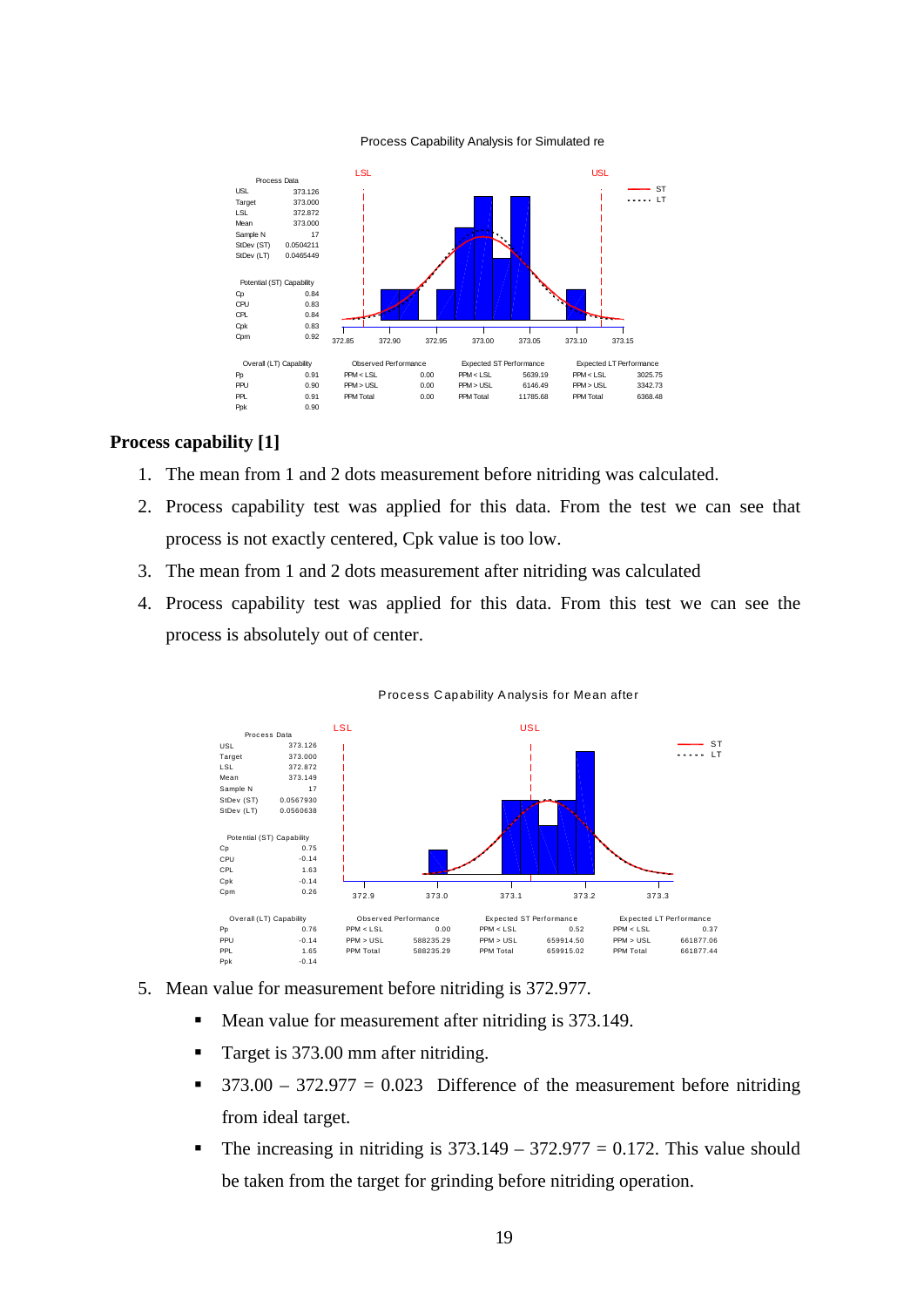Process Capability Analysis for Simulated re

Process Data
USL 373.126
Target 373.000
LSL 372.872
Mean 373.000
Sample N 17
StDev (ST) 0.0504211
StDev (LT) 0.0465449

Potential (ST) Capability
Cp 0.84
CPU 0.83
CPL 0.84
Cpk 0.83
Cpm 0.92

LSL
USL
ST
LT

372.85 372.90 372.95 373.00 373.05 373.10 373.15

Overall (LT) Capability
Pp 0.91
PPU 0.90
PPL 0.91
Ppk 0.90

Observed Performance
PPM < LSL 0.00
PPM > USL 0.00
PPM Total 0.00

Expected ST Performance
PPM < LSL 5639.19
PPM > USL 6146.49
PPM Total 11785.68

Expected LT Performance
PPM < LSL 3025.75
PPM > USL 3342.73
PPM Total 6368.48

**Process capability [1]**

1. The mean from 1 and 2 dots measurement before nitriding was calculated.
2. Process capability test was applied for this data. From the test we can see that process is not exactly centered, Cpk value is too low.
3. The mean from 1 and 2 dots measurement after nitriding was calculated
4. Process capability test was applied for this data. From this test we can see the process is absolutely out of center.

Process Capability Analysis for Mean after

Process Data
USL 373.126
Target 373.000
LSL 372.872
Mean 373.149
Sample N 17
StDev (ST) 0.0567930
StDev (LT) 0.0560638

Potential (ST) Capability
Cp 0.75
CPU -0.14
CPL 1.63
Cpk -0.14
Cpm 0.26

LSL
USL
ST
LT

372.9 373.0 373.1 373.2 373.3

Overall (LT) Capability
Pp 0.76
PPU -0.14
PPL 1.65
Ppk -0.14

Observed Performance
PPM < LSL 0.00
PPM > USL 588235.29
PPM Total 588235.29

Expected ST Performance
PPM < LSL 0.52
PPM > USL 659914.50
PPM Total 659915.02

Expected LT Performance
PPM < LSL 0.37
PPM > USL 661877.06
PPM Total 661877.44

5. Mean value for measurement before nitriding is 372.977.
   - Mean value for measurement after nitriding is 373.149.
   - Target is 373.00 mm after nitriding.
   - 373.00 – 372.977 = 0.023 Difference of the measurement before nitriding from ideal target.
   - The increasing in nitriding is 373.149 – 372.977 = 0.172. This value should be taken from the target for grinding before nitriding operation.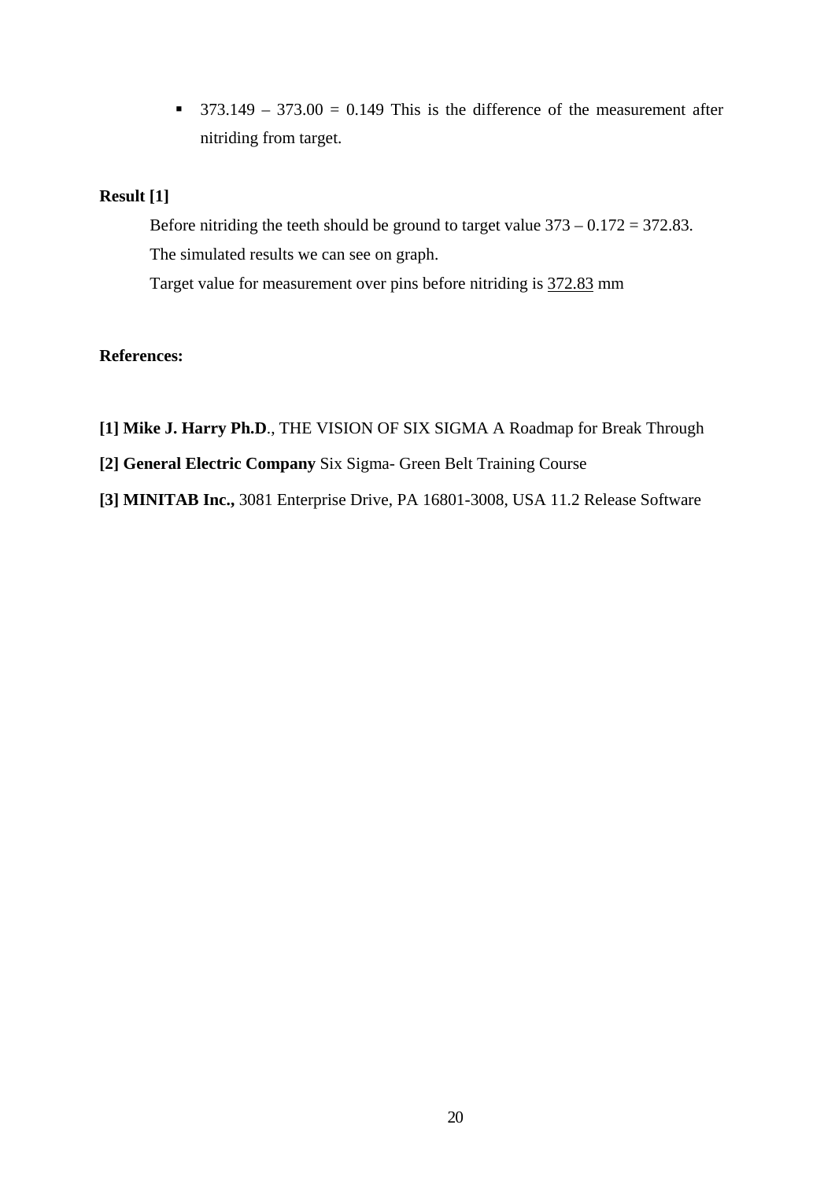- 373.149 – 373.00 = 0.149 This is the difference of the measurement after nitriding from target.

**Result [1]**

Before nitriding the teeth should be ground to target value 373 – 0.172 = 372.83.

The simulated results we can see on graph.

Target value for measurement over pins before nitriding is <u>372.83</u> mm

**References:**

**[1] Mike J. Harry Ph.D**., THE VISION OF SIX SIGMA A Roadmap for Break Through

**[2] General Electric Company** Six Sigma- Green Belt Training Course

**[3] MINITAB Inc.,** 3081 Enterprise Drive, PA 16801-3008, USA 11.2 Release Software